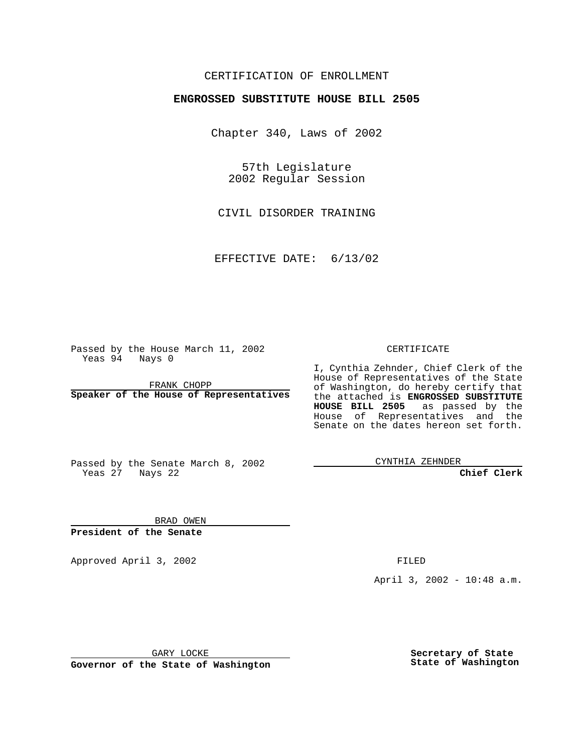CERTIFICATION OF ENROLLMENT

**ENGROSSED SUBSTITUTE HOUSE BILL 2505**

Chapter 340, Laws of 2002

57th Legislature
2002 Regular Session

CIVIL DISORDER TRAINING

EFFECTIVE DATE: 6/13/02

Passed by the House March 11, 2002
Yeas 94 Nays 0

FRANK CHOPP
**Speaker of the House of Representatives**

CERTIFICATE

I, Cynthia Zehnder, Chief Clerk of the House of Representatives of the State of Washington, do hereby certify that the attached is **ENGROSSED SUBSTITUTE HOUSE BILL 2505** as passed by the House of Representatives and the Senate on the dates hereon set forth.

Passed by the Senate March 8, 2002
Yeas 27 Nays 22

CYNTHIA ZEHNDER
**Chief Clerk**

BRAD OWEN
**President of the Senate**

Approved April 3, 2002

FILED

April 3, 2002 - 10:48 a.m.

GARY LOCKE
**Governor of the State of Washington**

**Secretary of State**
**State of Washington**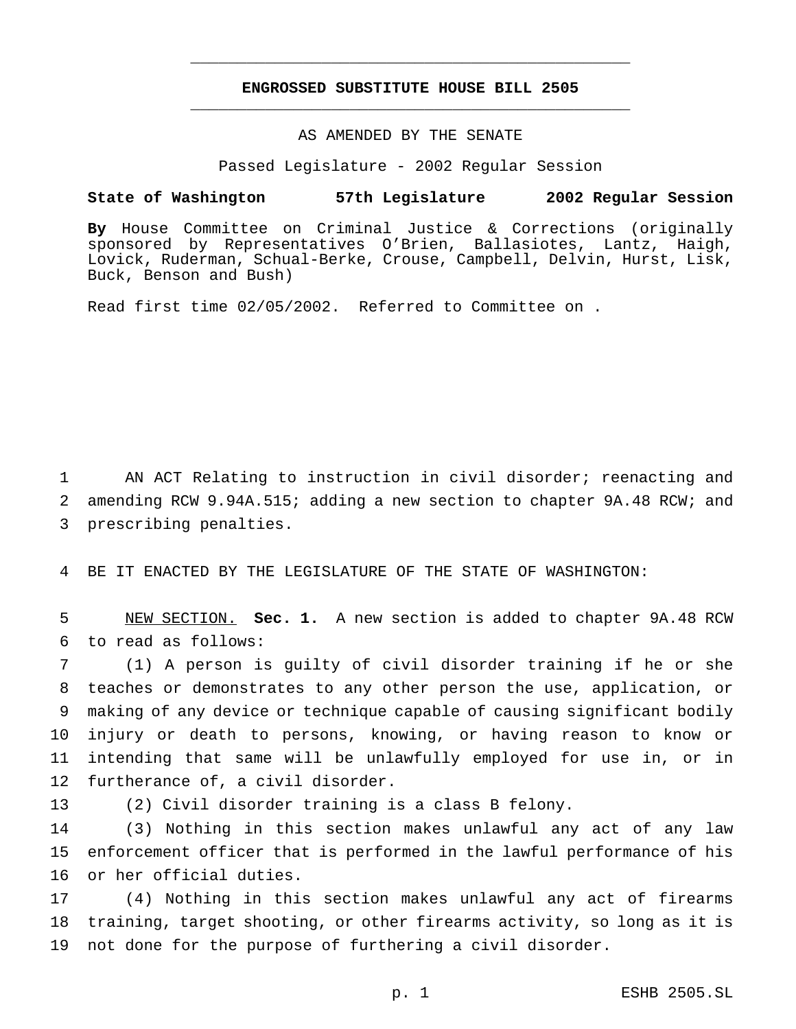# ENGROSSED SUBSTITUTE HOUSE BILL 2505

AS AMENDED BY THE SENATE

Passed Legislature - 2002 Regular Session

**State of Washington 57th Legislature 2002 Regular Session**

**By** House Committee on Criminal Justice & Corrections (originally sponsored by Representatives O'Brien, Ballasiotes, Lantz, Haigh, Lovick, Ruderman, Schual-Berke, Crouse, Campbell, Delvin, Hurst, Lisk, Buck, Benson and Bush)

Read first time 02/05/2002. Referred to Committee on .

AN ACT Relating to instruction in civil disorder; reenacting and amending RCW 9.94A.515; adding a new section to chapter 9A.48 RCW; and prescribing penalties.

BE IT ENACTED BY THE LEGISLATURE OF THE STATE OF WASHINGTON:

NEW SECTION. **Sec. 1.** A new section is added to chapter 9A.48 RCW to read as follows:

(1) A person is guilty of civil disorder training if he or she teaches or demonstrates to any other person the use, application, or making of any device or technique capable of causing significant bodily injury or death to persons, knowing, or having reason to know or intending that same will be unlawfully employed for use in, or in furtherance of, a civil disorder.

(2) Civil disorder training is a class B felony.

(3) Nothing in this section makes unlawful any act of any law enforcement officer that is performed in the lawful performance of his or her official duties.

(4) Nothing in this section makes unlawful any act of firearms training, target shooting, or other firearms activity, so long as it is not done for the purpose of furthering a civil disorder.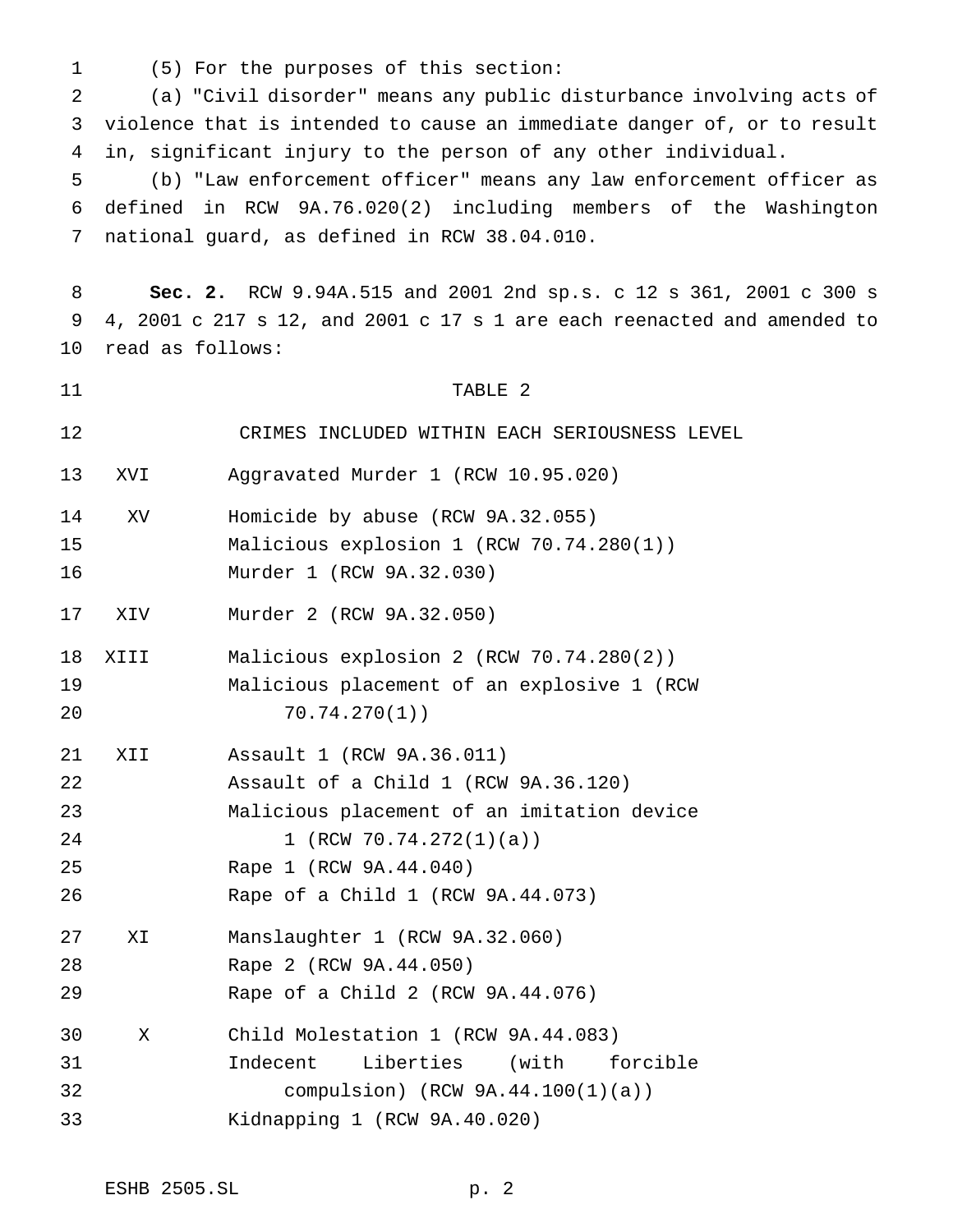(5) For the purposes of this section:

(a) "Civil disorder" means any public disturbance involving acts of violence that is intended to cause an immediate danger of, or to result in, significant injury to the person of any other individual.

(b) "Law enforcement officer" means any law enforcement officer as defined in RCW 9A.76.020(2) including members of the Washington national guard, as defined in RCW 38.04.010.

**Sec. 2.** RCW 9.94A.515 and 2001 2nd sp.s. c 12 s 361, 2001 c 300 s 4, 2001 c 217 s 12, and 2001 c 17 s 1 are each reenacted and amended to read as follows:

TABLE 2

CRIMES INCLUDED WITHIN EACH SERIOUSNESS LEVEL

| Level | Crimes |
|---|---|
| XVI | Aggravated Murder 1 (RCW 10.95.020) |
| XV | Homicide by abuse (RCW 9A.32.055) |
| | Malicious explosion 1 (RCW 70.74.280(1)) |
| | Murder 1 (RCW 9A.32.030) |
| XIV | Murder 2 (RCW 9A.32.050) |
| XIII | Malicious explosion 2 (RCW 70.74.280(2)) |
| | Malicious placement of an explosive 1 (RCW 70.74.270(1)) |
| XII | Assault 1 (RCW 9A.36.011) |
| | Assault of a Child 1 (RCW 9A.36.120) |
| | Malicious placement of an imitation device 1 (RCW 70.74.272(1)(a)) |
| | Rape 1 (RCW 9A.44.040) |
| | Rape of a Child 1 (RCW 9A.44.073) |
| XI | Manslaughter 1 (RCW 9A.32.060) |
| | Rape 2 (RCW 9A.44.050) |
| | Rape of a Child 2 (RCW 9A.44.076) |
| X | Child Molestation 1 (RCW 9A.44.083) |
| | Indecent Liberties (with forcible compulsion) (RCW 9A.44.100(1)(a)) |
| | Kidnapping 1 (RCW 9A.40.020) |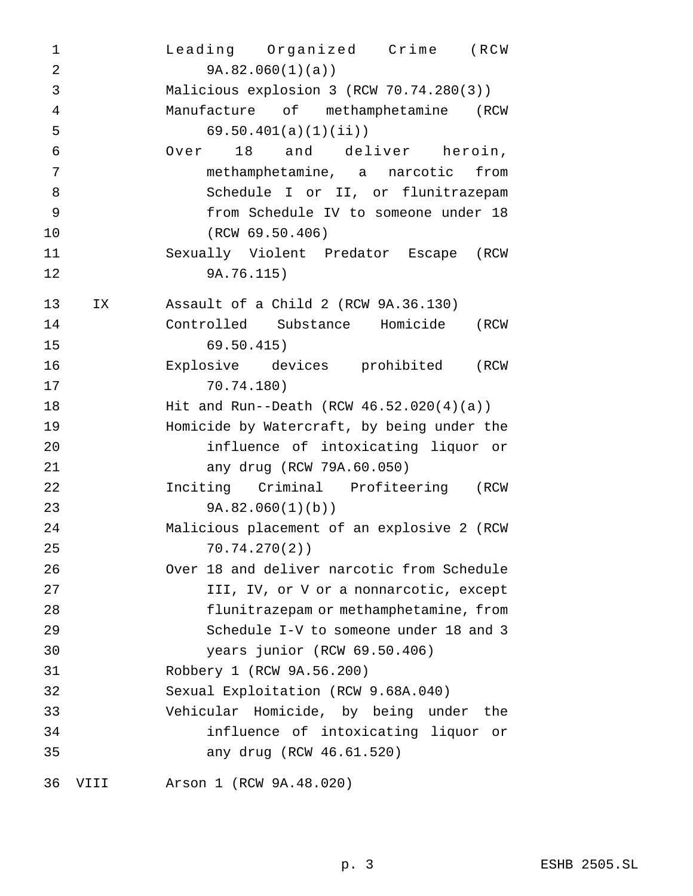| | |
|---|---|
| | Leading Organized Crime (RCW 9A.82.060(1)(a)) |
| | Malicious explosion 3 (RCW 70.74.280(3)) |
| | Manufacture of methamphetamine (RCW 69.50.401(a)(1)(ii)) |
| | Over 18 and deliver heroin, methamphetamine, a narcotic from Schedule I or II, or flunitrazepam from Schedule IV to someone under 18 (RCW 69.50.406) |
| | Sexually Violent Predator Escape (RCW 9A.76.115) |
| IX | Assault of a Child 2 (RCW 9A.36.130) |
| | Controlled Substance Homicide (RCW 69.50.415) |
| | Explosive devices prohibited (RCW 70.74.180) |
| | Hit and Run--Death (RCW 46.52.020(4)(a)) |
| | Homicide by Watercraft, by being under the influence of intoxicating liquor or any drug (RCW 79A.60.050) |
| | Inciting Criminal Profiteering (RCW 9A.82.060(1)(b)) |
| | Malicious placement of an explosive 2 (RCW 70.74.270(2)) |
| | Over 18 and deliver narcotic from Schedule III, IV, or V or a nonnarcotic, except flunitrazepam or methamphetamine, from Schedule I-V to someone under 18 and 3 years junior (RCW 69.50.406) |
| | Robbery 1 (RCW 9A.56.200) |
| | Sexual Exploitation (RCW 9.68A.040) |
| | Vehicular Homicide, by being under the influence of intoxicating liquor or any drug (RCW 46.61.520) |
| VIII | Arson 1 (RCW 9A.48.020) |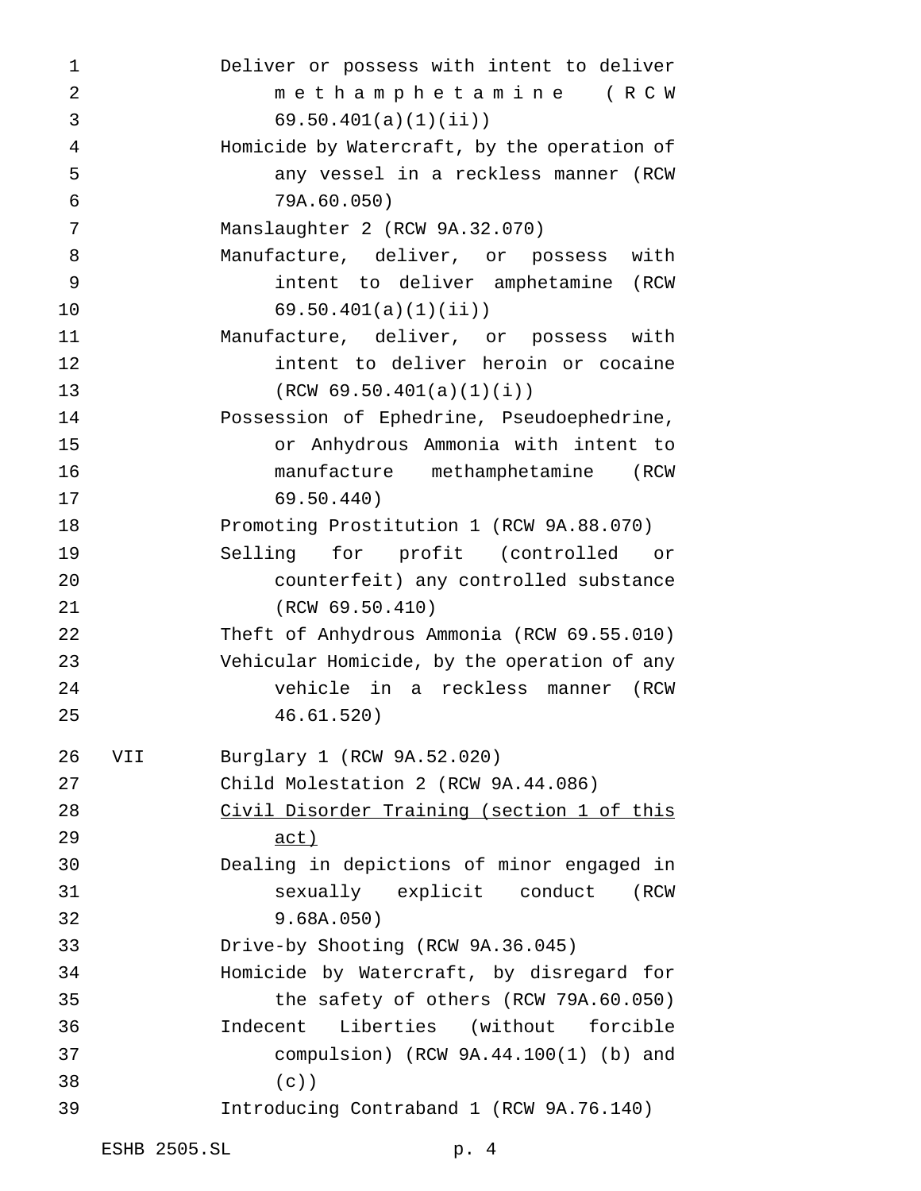Deliver or possess with intent to deliver methamphetamine (RCW 69.50.401(a)(1)(ii))

Homicide by Watercraft, by the operation of any vessel in a reckless manner (RCW 79A.60.050)

Manslaughter 2 (RCW 9A.32.070)

Manufacture, deliver, or possess with intent to deliver amphetamine (RCW 69.50.401(a)(1)(ii))

Manufacture, deliver, or possess with intent to deliver heroin or cocaine (RCW 69.50.401(a)(1)(i))

Possession of Ephedrine, Pseudoephedrine, or Anhydrous Ammonia with intent to manufacture methamphetamine (RCW 69.50.440)

Promoting Prostitution 1 (RCW 9A.88.070)

Selling for profit (controlled or counterfeit) any controlled substance (RCW 69.50.410)

Theft of Anhydrous Ammonia (RCW 69.55.010)

Vehicular Homicide, by the operation of any vehicle in a reckless manner (RCW 46.61.520)

VII Burglary 1 (RCW 9A.52.020)

Child Molestation 2 (RCW 9A.44.086)

<u>Civil Disorder Training (section 1 of this act)</u>

Dealing in depictions of minor engaged in sexually explicit conduct (RCW 9.68A.050)

Drive-by Shooting (RCW 9A.36.045)

Homicide by Watercraft, by disregard for the safety of others (RCW 79A.60.050)

Indecent Liberties (without forcible compulsion) (RCW 9A.44.100(1) (b) and (c))

Introducing Contraband 1 (RCW 9A.76.140)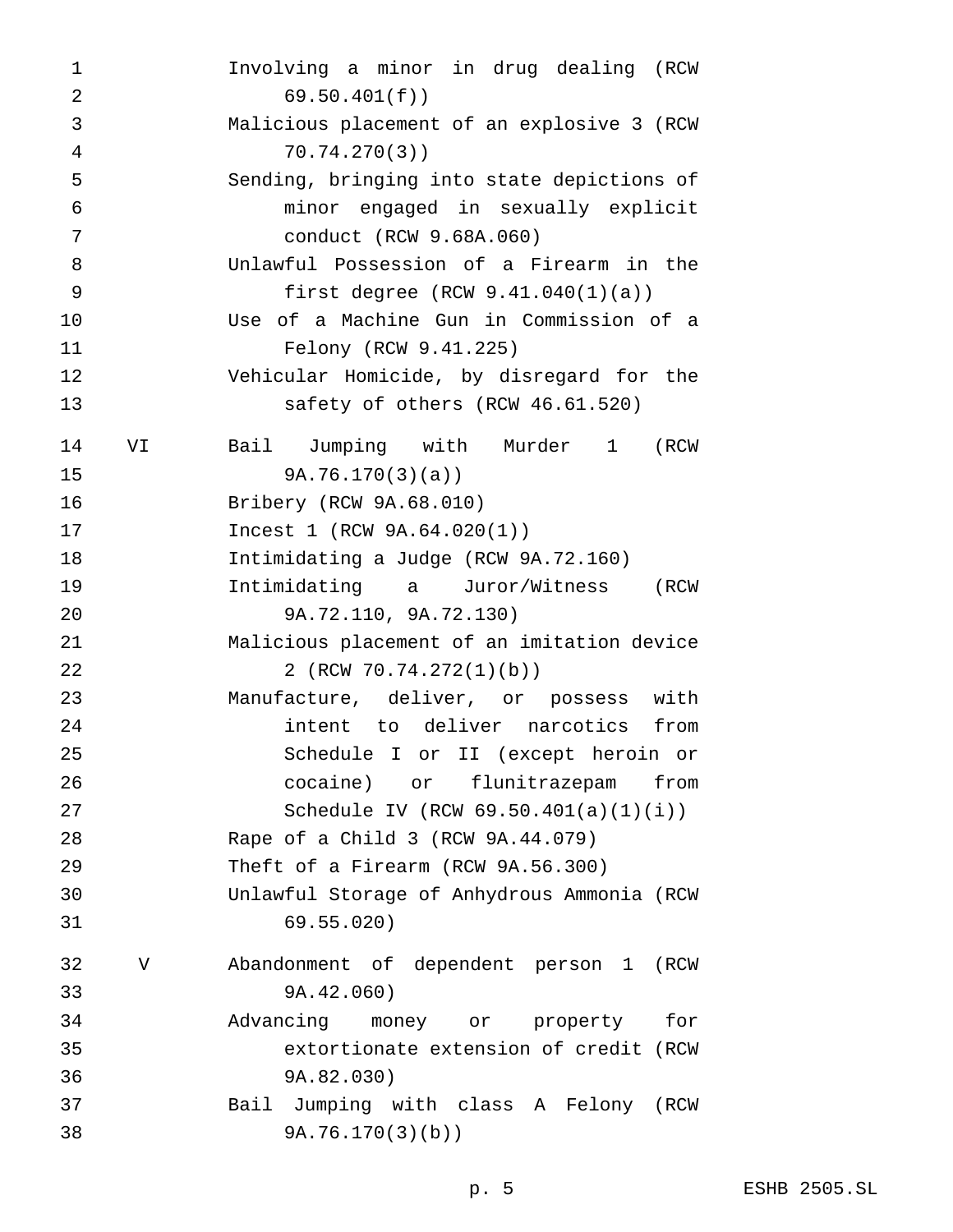| | |
|---|---|
| | Involving a minor in drug dealing (RCW 69.50.401(f)) |
| | Malicious placement of an explosive 3 (RCW 70.74.270(3)) |
| | Sending, bringing into state depictions of minor engaged in sexually explicit conduct (RCW 9.68A.060) |
| | Unlawful Possession of a Firearm in the first degree (RCW 9.41.040(1)(a)) |
| | Use of a Machine Gun in Commission of a Felony (RCW 9.41.225) |
| | Vehicular Homicide, by disregard for the safety of others (RCW 46.61.520) |
| VI | Bail Jumping with Murder 1 (RCW 9A.76.170(3)(a)) |
| | Bribery (RCW 9A.68.010) |
| | Incest 1 (RCW 9A.64.020(1)) |
| | Intimidating a Judge (RCW 9A.72.160) |
| | Intimidating a Juror/Witness (RCW 9A.72.110, 9A.72.130) |
| | Malicious placement of an imitation device 2 (RCW 70.74.272(1)(b)) |
| | Manufacture, deliver, or possess with intent to deliver narcotics from Schedule I or II (except heroin or cocaine) or flunitrazepam from Schedule IV (RCW 69.50.401(a)(1)(i)) |
| | Rape of a Child 3 (RCW 9A.44.079) |
| | Theft of a Firearm (RCW 9A.56.300) |
| | Unlawful Storage of Anhydrous Ammonia (RCW 69.55.020) |
| V | Abandonment of dependent person 1 (RCW 9A.42.060) |
| | Advancing money or property for extortionate extension of credit (RCW 9A.82.030) |
| | Bail Jumping with class A Felony (RCW 9A.76.170(3)(b)) |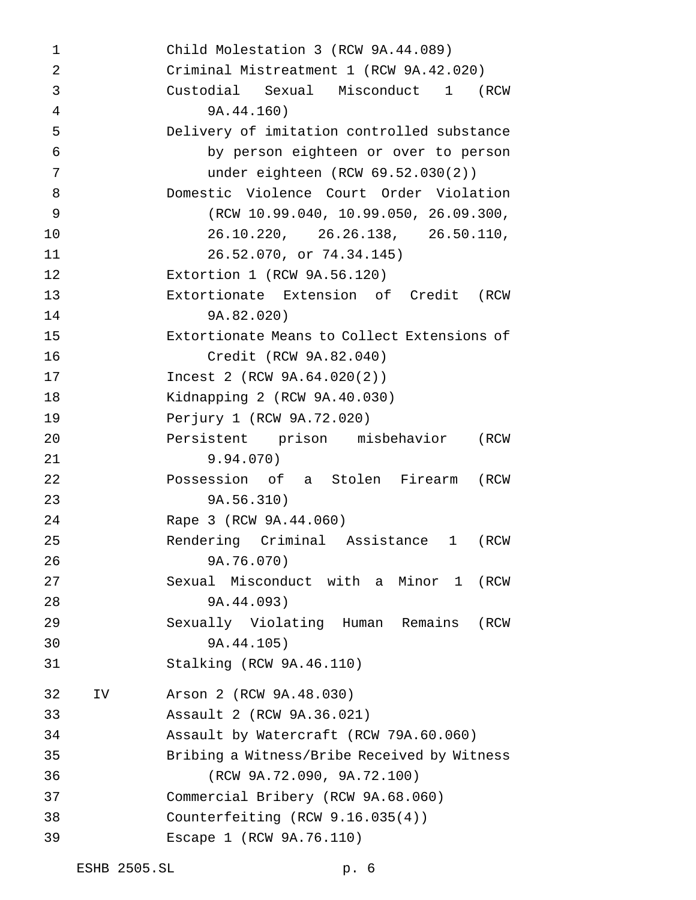| | |
|---|---|
| | Child Molestation 3 (RCW 9A.44.089) |
| | Criminal Mistreatment 1 (RCW 9A.42.020) |
| | Custodial Sexual Misconduct 1 (RCW 9A.44.160) |
| | Delivery of imitation controlled substance by person eighteen or over to person under eighteen (RCW 69.52.030(2)) |
| | Domestic Violence Court Order Violation (RCW 10.99.040, 10.99.050, 26.09.300, 26.10.220, 26.26.138, 26.50.110, 26.52.070, or 74.34.145) |
| | Extortion 1 (RCW 9A.56.120) |
| | Extortionate Extension of Credit (RCW 9A.82.020) |
| | Extortionate Means to Collect Extensions of Credit (RCW 9A.82.040) |
| | Incest 2 (RCW 9A.64.020(2)) |
| | Kidnapping 2 (RCW 9A.40.030) |
| | Perjury 1 (RCW 9A.72.020) |
| | Persistent prison misbehavior (RCW 9.94.070) |
| | Possession of a Stolen Firearm (RCW 9A.56.310) |
| | Rape 3 (RCW 9A.44.060) |
| | Rendering Criminal Assistance 1 (RCW 9A.76.070) |
| | Sexual Misconduct with a Minor 1 (RCW 9A.44.093) |
| | Sexually Violating Human Remains (RCW 9A.44.105) |
| | Stalking (RCW 9A.46.110) |
| IV | Arson 2 (RCW 9A.48.030) |
| | Assault 2 (RCW 9A.36.021) |
| | Assault by Watercraft (RCW 79A.60.060) |
| | Bribing a Witness/Bribe Received by Witness (RCW 9A.72.090, 9A.72.100) |
| | Commercial Bribery (RCW 9A.68.060) |
| | Counterfeiting (RCW 9.16.035(4)) |
| | Escape 1 (RCW 9A.76.110) |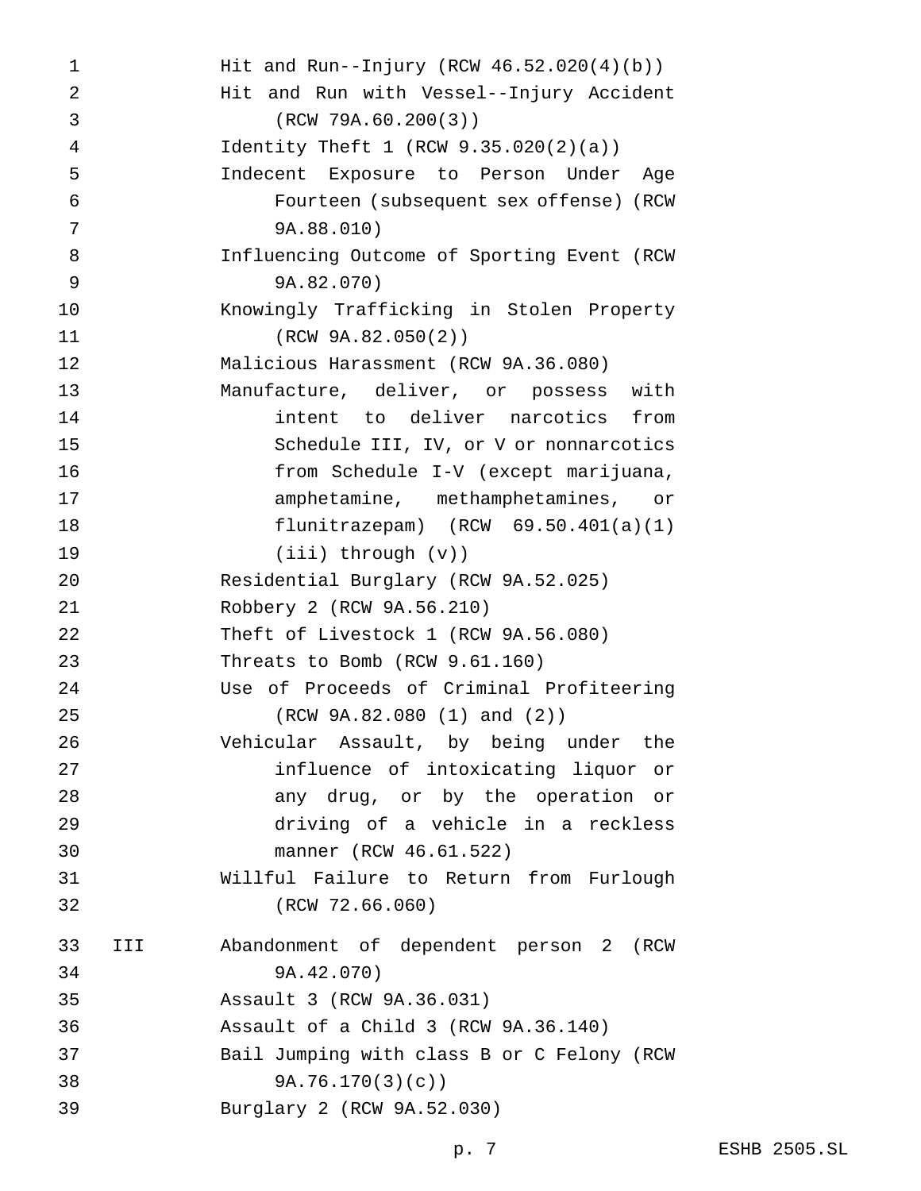| | |
|---|---|
| | Hit and Run--Injury (RCW 46.52.020(4)(b)) |
| | Hit and Run with Vessel--Injury Accident (RCW 79A.60.200(3)) |
| | Identity Theft 1 (RCW 9.35.020(2)(a)) |
| | Indecent Exposure to Person Under Age Fourteen (subsequent sex offense) (RCW 9A.88.010) |
| | Influencing Outcome of Sporting Event (RCW 9A.82.070) |
| | Knowingly Trafficking in Stolen Property (RCW 9A.82.050(2)) |
| | Malicious Harassment (RCW 9A.36.080) |
| | Manufacture, deliver, or possess with intent to deliver narcotics from Schedule III, IV, or V or nonnarcotics from Schedule I-V (except marijuana, amphetamine, methamphetamines, or flunitrazepam) (RCW 69.50.401(a)(1)(iii) through (v)) |
| | Residential Burglary (RCW 9A.52.025) |
| | Robbery 2 (RCW 9A.56.210) |
| | Theft of Livestock 1 (RCW 9A.56.080) |
| | Threats to Bomb (RCW 9.61.160) |
| | Use of Proceeds of Criminal Profiteering (RCW 9A.82.080 (1) and (2)) |
| | Vehicular Assault, by being under the influence of intoxicating liquor or any drug, or by the operation or driving of a vehicle in a reckless manner (RCW 46.61.522) |
| | Willful Failure to Return from Furlough (RCW 72.66.060) |
| III | Abandonment of dependent person 2 (RCW 9A.42.070) |
| | Assault 3 (RCW 9A.36.031) |
| | Assault of a Child 3 (RCW 9A.36.140) |
| | Bail Jumping with class B or C Felony (RCW 9A.76.170(3)(c)) |
| | Burglary 2 (RCW 9A.52.030) |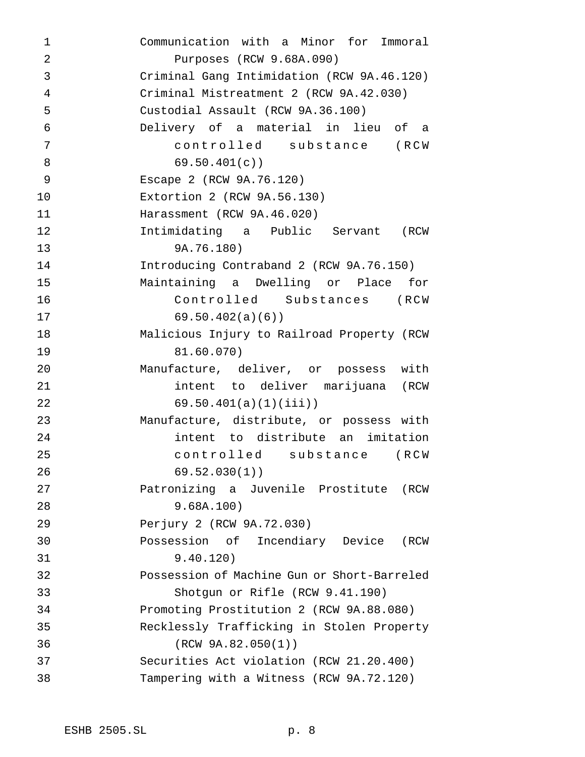Communication with a Minor for Immoral Purposes (RCW 9.68A.090)
Criminal Gang Intimidation (RCW 9A.46.120)
Criminal Mistreatment 2 (RCW 9A.42.030)
Custodial Assault (RCW 9A.36.100)
Delivery of a material in lieu of a controlled substance (RCW 69.50.401(c))
Escape 2 (RCW 9A.76.120)
Extortion 2 (RCW 9A.56.130)
Harassment (RCW 9A.46.020)
Intimidating a Public Servant (RCW 9A.76.180)
Introducing Contraband 2 (RCW 9A.76.150)
Maintaining a Dwelling or Place for Controlled Substances (RCW 69.50.402(a)(6))
Malicious Injury to Railroad Property (RCW 81.60.070)
Manufacture, deliver, or possess with intent to deliver marijuana (RCW 69.50.401(a)(1)(iii))
Manufacture, distribute, or possess with intent to distribute an imitation controlled substance (RCW 69.52.030(1))
Patronizing a Juvenile Prostitute (RCW 9.68A.100)
Perjury 2 (RCW 9A.72.030)
Possession of Incendiary Device (RCW 9.40.120)
Possession of Machine Gun or Short-Barreled Shotgun or Rifle (RCW 9.41.190)
Promoting Prostitution 2 (RCW 9A.88.080)
Recklessly Trafficking in Stolen Property (RCW 9A.82.050(1))
Securities Act violation (RCW 21.20.400)
Tampering with a Witness (RCW 9A.72.120)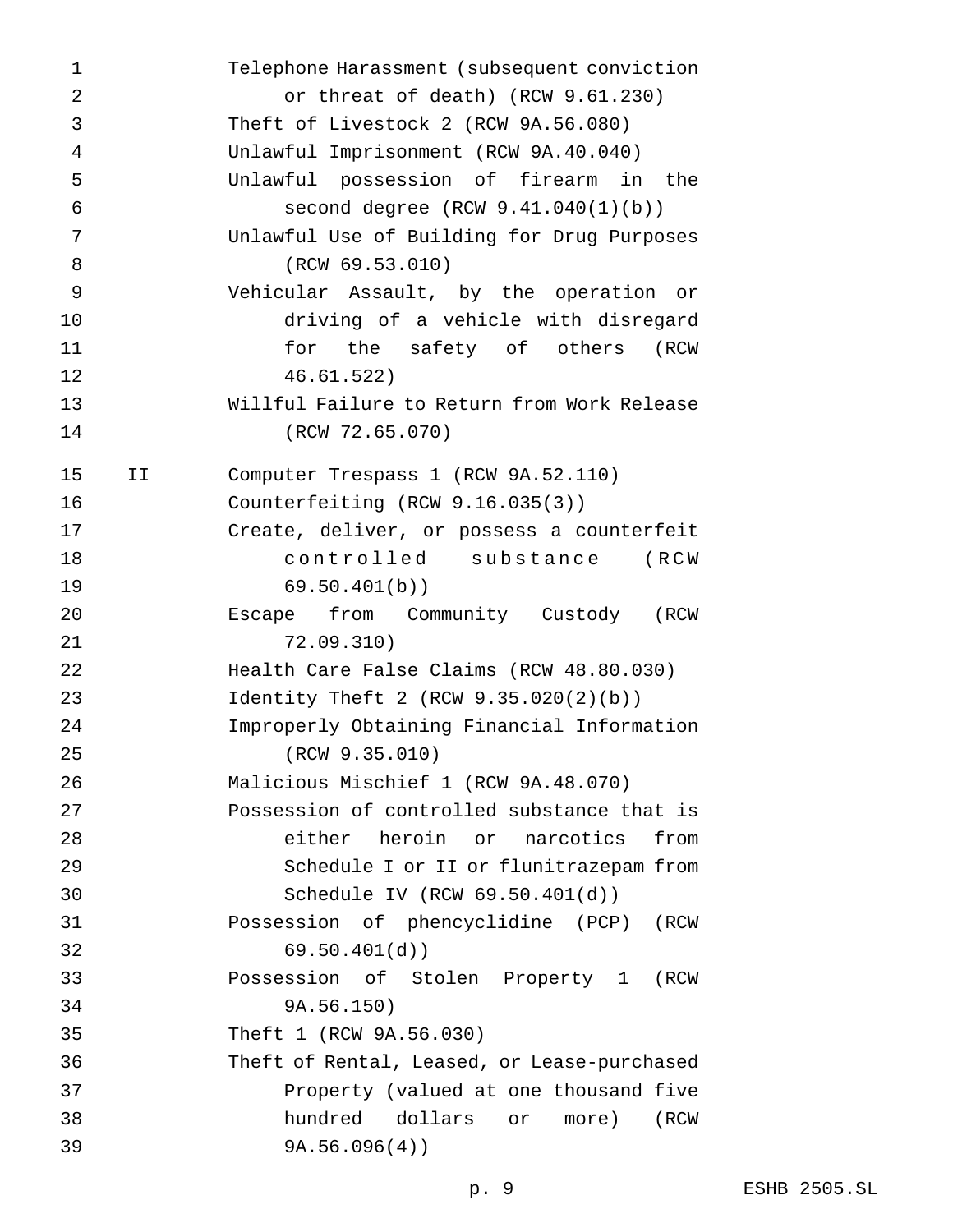| | |
|---|---|
| | Telephone Harassment (subsequent conviction or threat of death) (RCW 9.61.230) |
| | Theft of Livestock 2 (RCW 9A.56.080) |
| | Unlawful Imprisonment (RCW 9A.40.040) |
| | Unlawful possession of firearm in the second degree (RCW 9.41.040(1)(b)) |
| | Unlawful Use of Building for Drug Purposes (RCW 69.53.010) |
| | Vehicular Assault, by the operation or driving of a vehicle with disregard for the safety of others (RCW 46.61.522) |
| | Willful Failure to Return from Work Release (RCW 72.65.070) |
| II | Computer Trespass 1 (RCW 9A.52.110) |
| | Counterfeiting (RCW 9.16.035(3)) |
| | Create, deliver, or possess a counterfeit controlled substance (RCW 69.50.401(b)) |
| | Escape from Community Custody (RCW 72.09.310) |
| | Health Care False Claims (RCW 48.80.030) |
| | Identity Theft 2 (RCW 9.35.020(2)(b)) |
| | Improperly Obtaining Financial Information (RCW 9.35.010) |
| | Malicious Mischief 1 (RCW 9A.48.070) |
| | Possession of controlled substance that is either heroin or narcotics from Schedule I or II or flunitrazepam from Schedule IV (RCW 69.50.401(d)) |
| | Possession of phencyclidine (PCP) (RCW 69.50.401(d)) |
| | Possession of Stolen Property 1 (RCW 9A.56.150) |
| | Theft 1 (RCW 9A.56.030) |
| | Theft of Rental, Leased, or Lease-purchased Property (valued at one thousand five hundred dollars or more) (RCW 9A.56.096(4)) |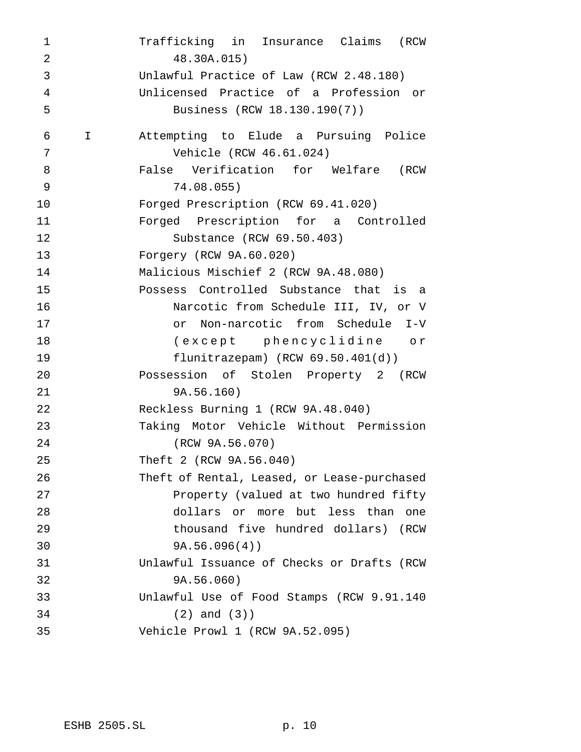| | |
|---|---|
| | Trafficking in Insurance Claims (RCW 48.30A.015) |
| | Unlawful Practice of Law (RCW 2.48.180) |
| | Unlicensed Practice of a Profession or Business (RCW 18.130.190(7)) |
| I | Attempting to Elude a Pursuing Police Vehicle (RCW 46.61.024) |
| | False Verification for Welfare (RCW 74.08.055) |
| | Forged Prescription (RCW 69.41.020) |
| | Forged Prescription for a Controlled Substance (RCW 69.50.403) |
| | Forgery (RCW 9A.60.020) |
| | Malicious Mischief 2 (RCW 9A.48.080) |
| | Possess Controlled Substance that is a Narcotic from Schedule III, IV, or V or Non-narcotic from Schedule I-V (except phencyclidine or flunitrazepam) (RCW 69.50.401(d)) |
| | Possession of Stolen Property 2 (RCW 9A.56.160) |
| | Reckless Burning 1 (RCW 9A.48.040) |
| | Taking Motor Vehicle Without Permission (RCW 9A.56.070) |
| | Theft 2 (RCW 9A.56.040) |
| | Theft of Rental, Leased, or Lease-purchased Property (valued at two hundred fifty dollars or more but less than one thousand five hundred dollars) (RCW 9A.56.096(4)) |
| | Unlawful Issuance of Checks or Drafts (RCW 9A.56.060) |
| | Unlawful Use of Food Stamps (RCW 9.91.140 (2) and (3)) |
| | Vehicle Prowl 1 (RCW 9A.52.095) |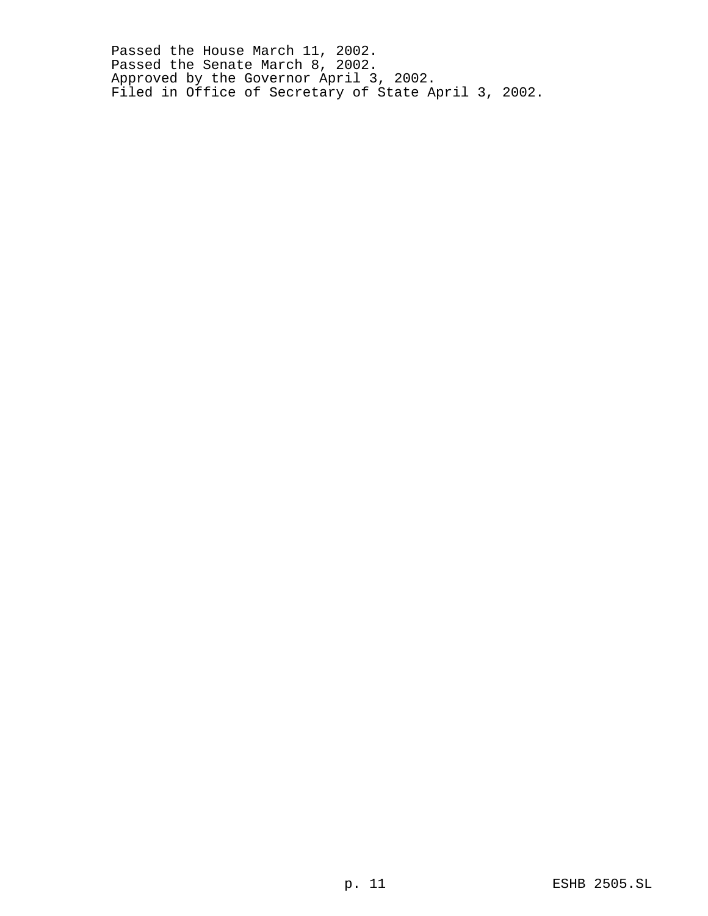Passed the House March 11, 2002.
Passed the Senate March 8, 2002.
Approved by the Governor April 3, 2002.
Filed in Office of Secretary of State April 3, 2002.